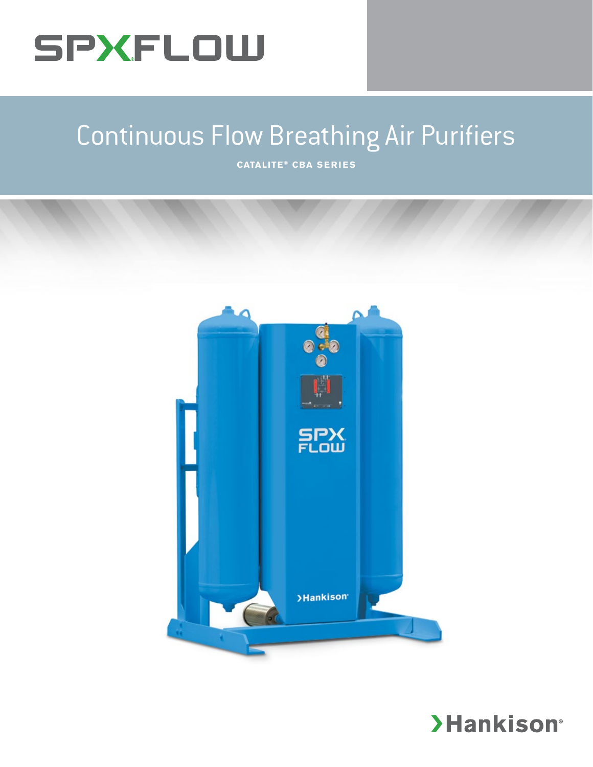SPXFLOW

# Continuous Flow Breathing Air Purifiers

**CATALITE® CBA SERIES**

Hankison®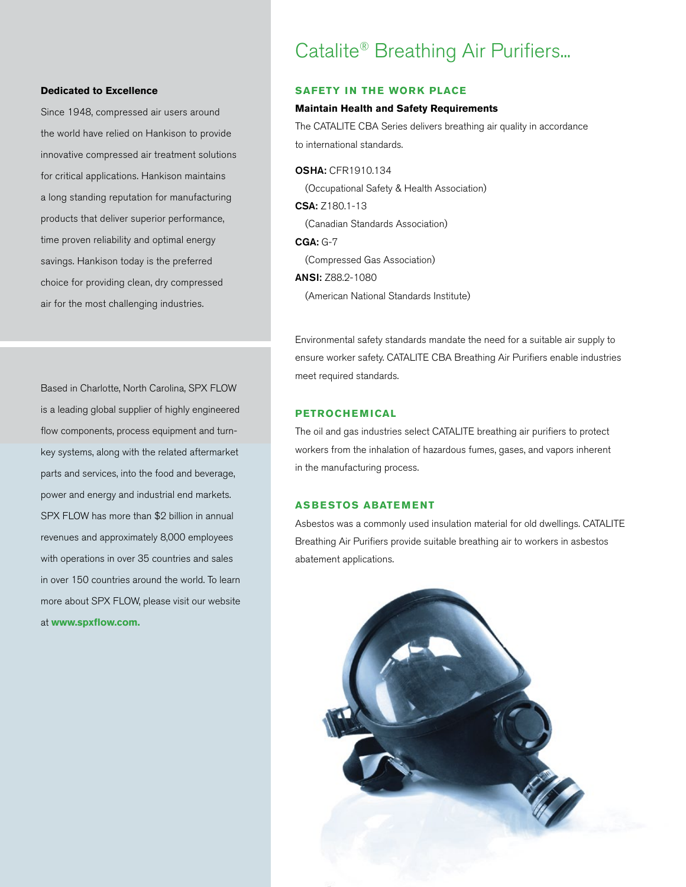**Dedicated to Excellence**

Since 1948, compressed air users around the world have relied on Hankison to provide innovative compressed air treatment solutions for critical applications. Hankison maintains a long standing reputation for manufacturing products that deliver superior performance, time proven reliability and optimal energy savings. Hankison today is the preferred choice for providing clean, dry compressed air for the most challenging industries.

Based in Charlotte, North Carolina, SPX FLOW is a leading global supplier of highly engineered flow components, process equipment and turn-key systems, along with the related aftermarket parts and services, into the food and beverage, power and energy and industrial end markets. SPX FLOW has more than $2 billion in annual revenues and approximately 8,000 employees with operations in over 35 countries and sales in over 150 countries around the world. To learn more about SPX FLOW, please visit our website at **www.spxflow.com.**

# Catalite® Breathing Air Purifiers...

## SAFETY IN THE WORK PLACE

**Maintain Health and Safety Requirements**

The CATALITE CBA Series delivers breathing air quality in accordance to international standards.

**OSHA:** CFR1910.134
(Occupational Safety & Health Association)

**CSA:** Z180.1-13
(Canadian Standards Association)

**CGA:** G-7
(Compressed Gas Association)

**ANSI:** Z88.2-1080
(American National Standards Institute)

Environmental safety standards mandate the need for a suitable air supply to ensure worker safety. CATALITE CBA Breathing Air Purifiers enable industries meet required standards.

## PETROCHEMICAL

The oil and gas industries select CATALITE breathing air purifiers to protect workers from the inhalation of hazardous fumes, gases, and vapors inherent in the manufacturing process.

## ASBESTOS ABATEMENT

Asbestos was a commonly used insulation material for old dwellings. CATALITE Breathing Air Purifiers provide suitable breathing air to workers in asbestos abatement applications.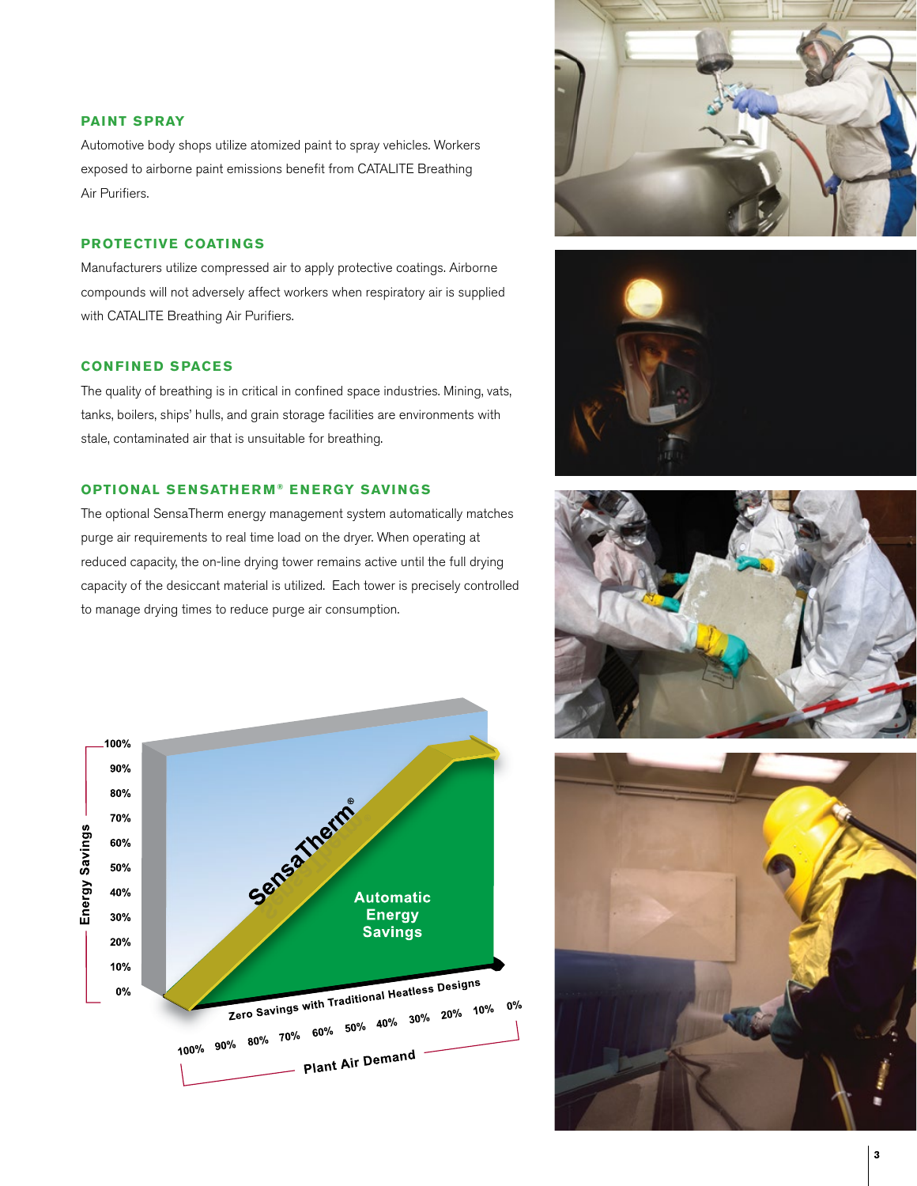### PAINT SPRAY

Automotive body shops utilize atomized paint to spray vehicles. Workers exposed to airborne paint emissions benefit from CATALITE Breathing Air Purifiers.

### PROTECTIVE COATINGS

Manufacturers utilize compressed air to apply protective coatings. Airborne compounds will not adversely affect workers when respiratory air is supplied with CATALITE Breathing Air Purifiers.

### CONFINED SPACES

The quality of breathing is in critical in confined space industries. Mining, vats, tanks, boilers, ships' hulls, and grain storage facilities are environments with stale, contaminated air that is unsuitable for breathing.

### OPTIONAL SENSATHERM® ENERGY SAVINGS

The optional SensaTherm energy management system automatically matches purge air requirements to real time load on the dryer. When operating at reduced capacity, the on-line drying tower remains active until the full drying capacity of the desiccant material is utilized. Each tower is precisely controlled to manage drying times to reduce purge air consumption.

Energy Savings: 100%, 90%, 80%, 70%, 60%, 50%, 40%, 30%, 20%, 10%, 0%

SensaTherm®

Automatic Energy Savings

Zero Savings with Traditional Heatless Designs

Plant Air Demand: 100%, 90%, 80%, 70%, 60%, 50%, 40%, 30%, 20%, 10%, 0%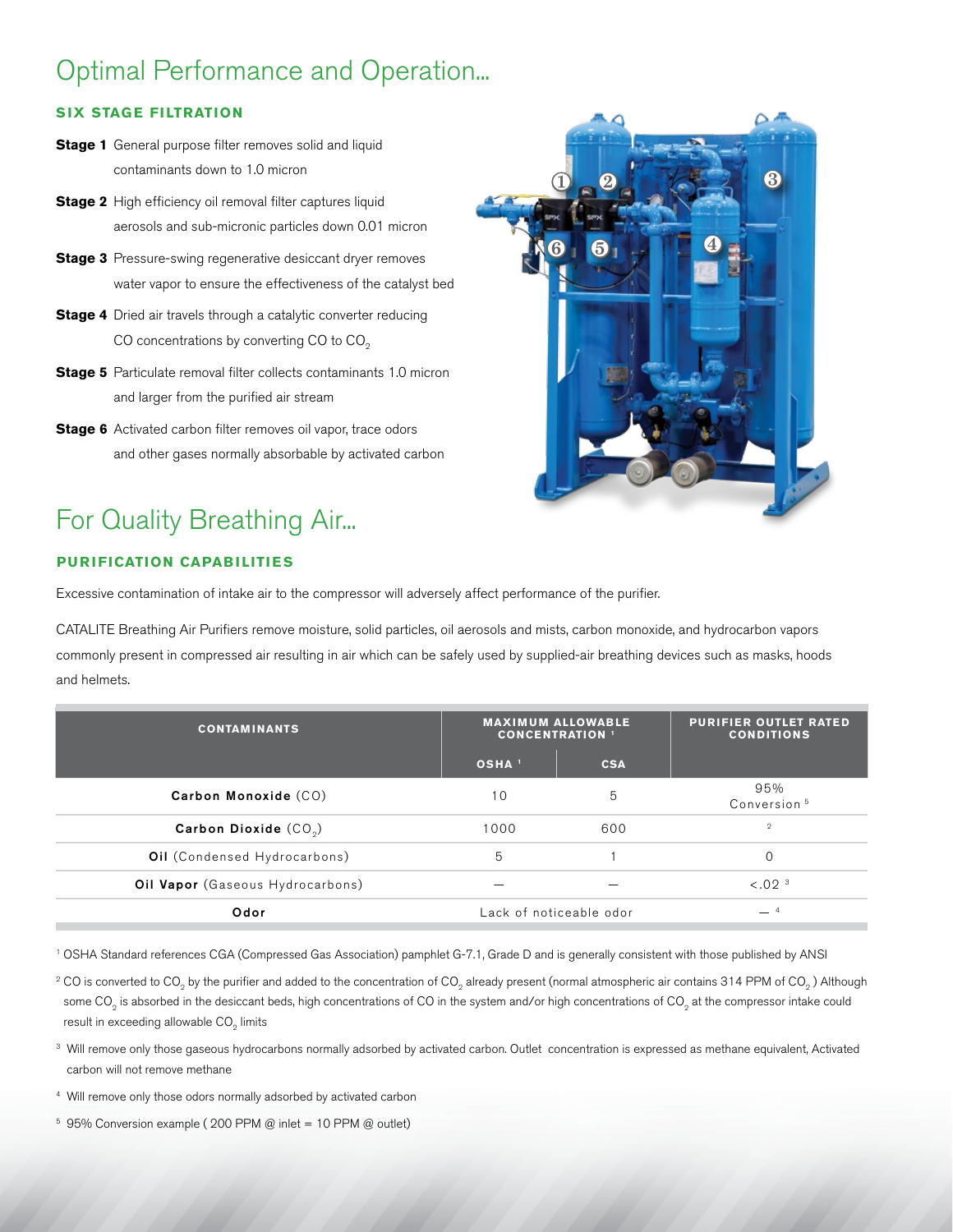# Optimal Performance and Operation...

## SIX STAGE FILTRATION

**Stage 1** General purpose filter removes solid and liquid contaminants down to 1.0 micron

**Stage 2** High efficiency oil removal filter captures liquid aerosols and sub-micronic particles down 0.01 micron

**Stage 3** Pressure-swing regenerative desiccant dryer removes water vapor to ensure the effectiveness of the catalyst bed

**Stage 4** Dried air travels through a catalytic converter reducing CO concentrations by converting CO to $CO_2$

**Stage 5** Particulate removal filter collects contaminants 1.0 micron and larger from the purified air stream

**Stage 6** Activated carbon filter removes oil vapor, trace odors and other gases normally absorbable by activated carbon

# For Quality Breathing Air...

## PURIFICATION CAPABILITIES

Excessive contamination of intake air to the compressor will adversely affect performance of the purifier.

CATALITE Breathing Air Purifiers remove moisture, solid particles, oil aerosols and mists, carbon monoxide, and hydrocarbon vapors commonly present in compressed air resulting in air which can be safely used by supplied-air breathing devices such as masks, hoods and helmets.

| CONTAMINANTS | MAXIMUM ALLOWABLE CONCENTRATION [1] | | PURIFIER OUTLET RATED CONDITIONS |
|---|---|---|---|
| | OSHA [1] | CSA | |
| **Carbon Monoxide** (CO) | 10 | 5 | 95% Conversion [5] |
| **Carbon Dioxide** ($CO_2$) | 1000 | 600 | [2] |
| **Oil** (Condensed Hydrocarbons) | 5 | 1 | 0 |
| **Oil Vapor** (Gaseous Hydrocarbons) | — | — | <.02 [3] |
| **Odor** | Lack of noticeable odor | | — [4] |

[1] OSHA Standard references CGA (Compressed Gas Association) pamphlet G-7.1, Grade D and is generally consistent with those published by ANSI

[2] CO is converted to $CO_2$ by the purifier and added to the concentration of $CO_2$ already present (normal atmospheric air contains 314 PPM of $CO_2$ ) Although some $CO_2$ is absorbed in the desiccant beds, high concentrations of CO in the system and/or high concentrations of $CO_2$ at the compressor intake could result in exceeding allowable $CO_2$ limits

[3] Will remove only those gaseous hydrocarbons normally adsorbed by activated carbon. Outlet concentration is expressed as methane equivalent, Activated carbon will not remove methane

[4] Will remove only those odors normally adsorbed by activated carbon

[5] 95% Conversion example ( 200 PPM @ inlet = 10 PPM @ outlet)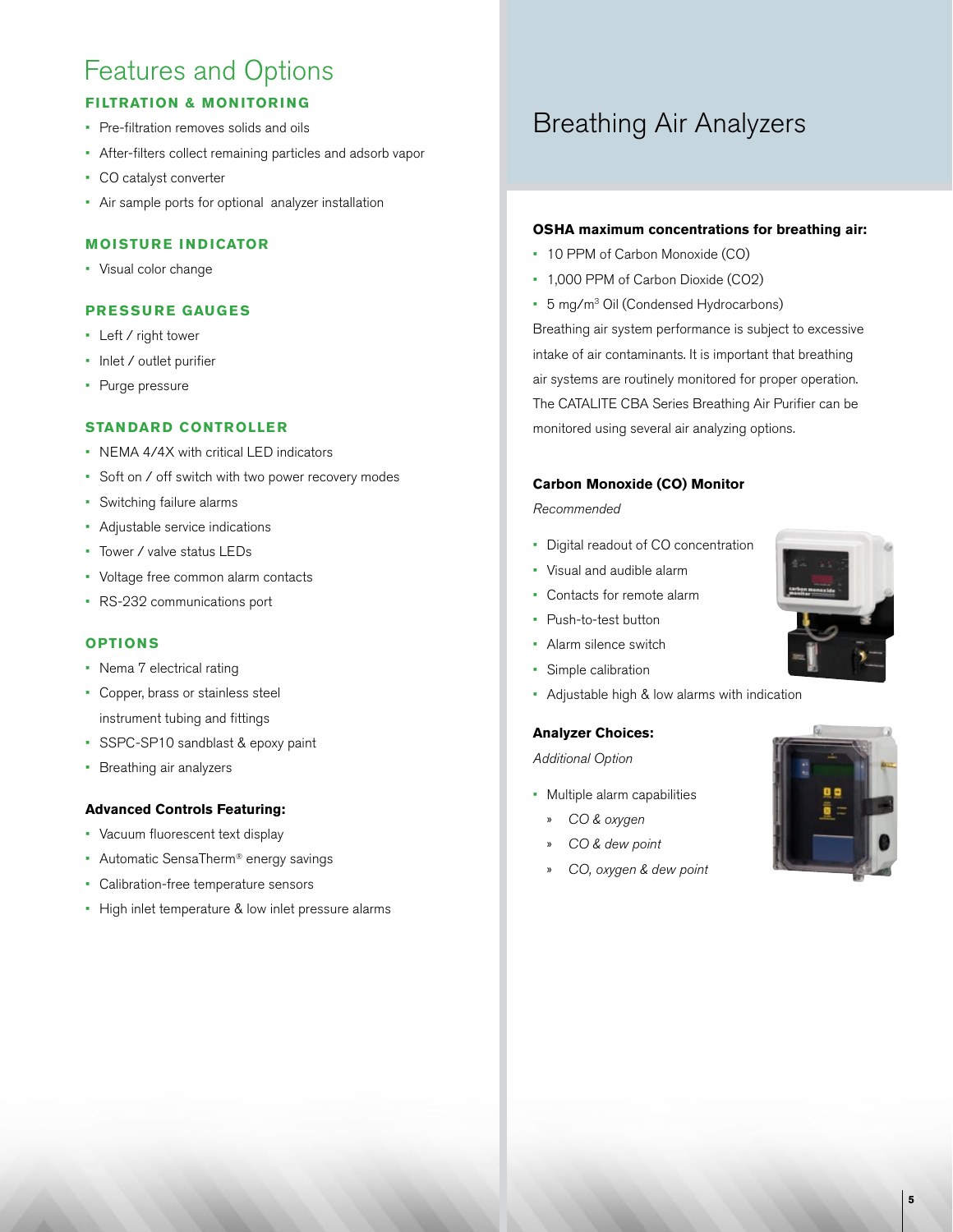# Features and Options

### FILTRATION & MONITORING

- Pre-filtration removes solids and oils
- After-filters collect remaining particles and adsorb vapor
- CO catalyst converter
- Air sample ports for optional analyzer installation

### MOISTURE INDICATOR

- Visual color change

### PRESSURE GAUGES

- Left / right tower
- Inlet / outlet purifier
- Purge pressure

### STANDARD CONTROLLER

- NEMA 4/4X with critical LED indicators
- Soft on / off switch with two power recovery modes
- Switching failure alarms
- Adjustable service indications
- Tower / valve status LEDs
- Voltage free common alarm contacts
- RS-232 communications port

### OPTIONS

- Nema 7 electrical rating
- Copper, brass or stainless steel instrument tubing and fittings
- SSPC-SP10 sandblast & epoxy paint
- Breathing air analyzers

**Advanced Controls Featuring:**

- Vacuum fluorescent text display
- Automatic SensaTherm® energy savings
- Calibration-free temperature sensors
- High inlet temperature & low inlet pressure alarms

# Breathing Air Analyzers

**OSHA maximum concentrations for breathing air:**

- 10 PPM of Carbon Monoxide (CO)
- 1,000 PPM of Carbon Dioxide ($CO_2$)
- 5 mg/m$^3$ Oil (Condensed Hydrocarbons)

Breathing air system performance is subject to excessive intake of air contaminants. It is important that breathing air systems are routinely monitored for proper operation. The CATALITE CBA Series Breathing Air Purifier can be monitored using several air analyzing options.

**Carbon Monoxide (CO) Monitor**

*Recommended*

- Digital readout of CO concentration
- Visual and audible alarm
- Contacts for remote alarm
- Push-to-test button
- Alarm silence switch
- Simple calibration
- Adjustable high & low alarms with indication

**Analyzer Choices:**

*Additional Option*

- Multiple alarm capabilities
  - *CO & oxygen*
  - *CO & dew point*
  - *CO, oxygen & dew point*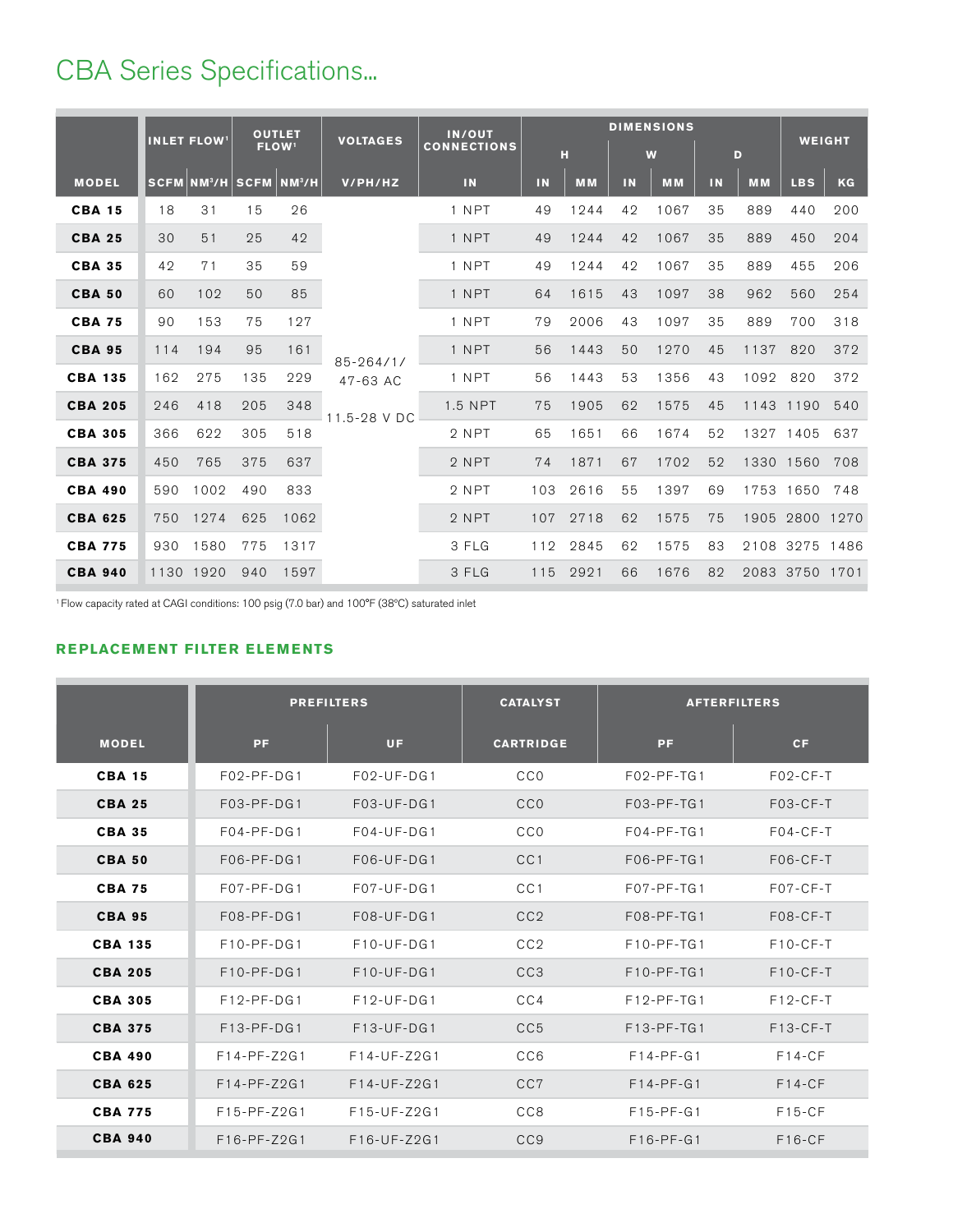# CBA Series Specifications...

| MODEL | INLET FLOW[1] | | OUTLET FLOW[1] | | VOLTAGES | IN/OUT CONNECTIONS | DIMENSIONS | | | | | | WEIGHT | |
|---|---|---|---|---|---|---|---|---|---|---|---|---|---|---|
| | | | | | | | H | | W | | D | | | |
| | SCFM | NM³/H | SCFM | NM³/H | V/PH/HZ | IN | IN | MM | IN | MM | IN | MM | LBS | KG |
| **CBA 15** | 18 | 31 | 15 | 26 | 85-264/1/ 47-63 AC 11.5-28 V DC | 1 NPT | 49 | 1244 | 42 | 1067 | 35 | 889 | 440 | 200 |
| **CBA 25** | 30 | 51 | 25 | 42 | | 1 NPT | 49 | 1244 | 42 | 1067 | 35 | 889 | 450 | 204 |
| **CBA 35** | 42 | 71 | 35 | 59 | | 1 NPT | 49 | 1244 | 42 | 1067 | 35 | 889 | 455 | 206 |
| **CBA 50** | 60 | 102 | 50 | 85 | | 1 NPT | 64 | 1615 | 43 | 1097 | 38 | 962 | 560 | 254 |
| **CBA 75** | 90 | 153 | 75 | 127 | | 1 NPT | 79 | 2006 | 43 | 1097 | 35 | 889 | 700 | 318 |
| **CBA 95** | 114 | 194 | 95 | 161 | | 1 NPT | 56 | 1443 | 50 | 1270 | 45 | 1137 | 820 | 372 |
| **CBA 135** | 162 | 275 | 135 | 229 | | 1 NPT | 56 | 1443 | 53 | 1356 | 43 | 1092 | 820 | 372 |
| **CBA 205** | 246 | 418 | 205 | 348 | | 1.5 NPT | 75 | 1905 | 62 | 1575 | 45 | 1143 | 1190 | 540 |
| **CBA 305** | 366 | 622 | 305 | 518 | | 2 NPT | 65 | 1651 | 66 | 1674 | 52 | 1327 | 1405 | 637 |
| **CBA 375** | 450 | 765 | 375 | 637 | | 2 NPT | 74 | 1871 | 67 | 1702 | 52 | 1330 | 1560 | 708 |
| **CBA 490** | 590 | 1002 | 490 | 833 | | 2 NPT | 103 | 2616 | 55 | 1397 | 69 | 1753 | 1650 | 748 |
| **CBA 625** | 750 | 1274 | 625 | 1062 | | 2 NPT | 107 | 2718 | 62 | 1575 | 75 | 1905 | 2800 | 1270 |
| **CBA 775** | 930 | 1580 | 775 | 1317 | | 3 FLG | 112 | 2845 | 62 | 1575 | 83 | 2108 | 3275 | 1486 |
| **CBA 940** | 1130 | 1920 | 940 | 1597 | | 3 FLG | 115 | 2921 | 66 | 1676 | 82 | 2083 | 3750 | 1701 |

[1] Flow capacity rated at CAGI conditions: 100 psig (7.0 bar) and 100°F (38°C) saturated inlet

## REPLACEMENT FILTER ELEMENTS

| MODEL | PREFILTERS | | CATALYST | AFTERFILTERS | |
|---|---|---|---|---|---|
| | PF | UF | CARTRIDGE | PF | CF |
| **CBA 15** | F02-PF-DG1 | F02-UF-DG1 | CC0 | F02-PF-TG1 | F02-CF-T |
| **CBA 25** | F03-PF-DG1 | F03-UF-DG1 | CC0 | F03-PF-TG1 | F03-CF-T |
| **CBA 35** | F04-PF-DG1 | F04-UF-DG1 | CC0 | F04-PF-TG1 | F04-CF-T |
| **CBA 50** | F06-PF-DG1 | F06-UF-DG1 | CC1 | F06-PF-TG1 | F06-CF-T |
| **CBA 75** | F07-PF-DG1 | F07-UF-DG1 | CC1 | F07-PF-TG1 | F07-CF-T |
| **CBA 95** | F08-PF-DG1 | F08-UF-DG1 | CC2 | F08-PF-TG1 | F08-CF-T |
| **CBA 135** | F10-PF-DG1 | F10-UF-DG1 | CC2 | F10-PF-TG1 | F10-CF-T |
| **CBA 205** | F10-PF-DG1 | F10-UF-DG1 | CC3 | F10-PF-TG1 | F10-CF-T |
| **CBA 305** | F12-PF-DG1 | F12-UF-DG1 | CC4 | F12-PF-TG1 | F12-CF-T |
| **CBA 375** | F13-PF-DG1 | F13-UF-DG1 | CC5 | F13-PF-TG1 | F13-CF-T |
| **CBA 490** | F14-PF-Z2G1 | F14-UF-Z2G1 | CC6 | F14-PF-G1 | F14-CF |
| **CBA 625** | F14-PF-Z2G1 | F14-UF-Z2G1 | CC7 | F14-PF-G1 | F14-CF |
| **CBA 775** | F15-PF-Z2G1 | F15-UF-Z2G1 | CC8 | F15-PF-G1 | F15-CF |
| **CBA 940** | F16-PF-Z2G1 | F16-UF-Z2G1 | CC9 | F16-PF-G1 | F16-CF |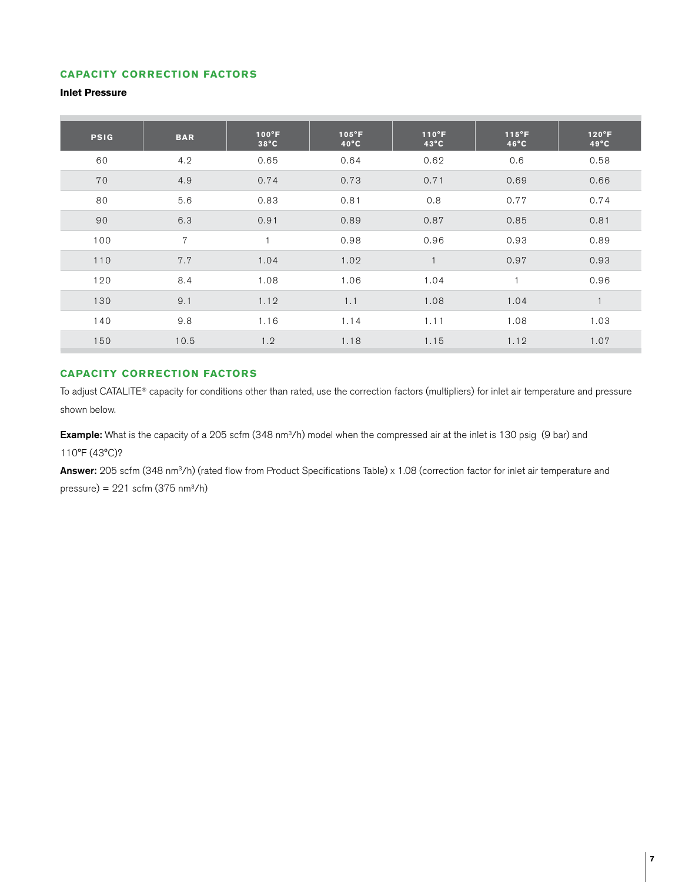## CAPACITY CORRECTION FACTORS

**Inlet Pressure**

| PSIG | BAR | 100°F 38°C | 105°F 40°C | 110°F 43°C | 115°F 46°C | 120°F 49°C |
|---|---|---|---|---|---|---|
| 60 | 4.2 | 0.65 | 0.64 | 0.62 | 0.6 | 0.58 |
| 70 | 4.9 | 0.74 | 0.73 | 0.71 | 0.69 | 0.66 |
| 80 | 5.6 | 0.83 | 0.81 | 0.8 | 0.77 | 0.74 |
| 90 | 6.3 | 0.91 | 0.89 | 0.87 | 0.85 | 0.81 |
| 100 | 7 | 1 | 0.98 | 0.96 | 0.93 | 0.89 |
| 110 | 7.7 | 1.04 | 1.02 | 1 | 0.97 | 0.93 |
| 120 | 8.4 | 1.08 | 1.06 | 1.04 | 1 | 0.96 |
| 130 | 9.1 | 1.12 | 1.1 | 1.08 | 1.04 | 1 |
| 140 | 9.8 | 1.16 | 1.14 | 1.11 | 1.08 | 1.03 |
| 150 | 10.5 | 1.2 | 1.18 | 1.15 | 1.12 | 1.07 |

## CAPACITY CORRECTION FACTORS

To adjust CATALITE® capacity for conditions other than rated, use the correction factors (multipliers) for inlet air temperature and pressure shown below.

**Example:** What is the capacity of a 205 scfm (348 $nm^3/h$) model when the compressed air at the inlet is 130 psig (9 bar) and 110°F (43°C)?

**Answer:** 205 scfm (348 $nm^3/h$) (rated flow from Product Specifications Table) x 1.08 (correction factor for inlet air temperature and pressure) = 221 scfm (375 $nm^3/h$)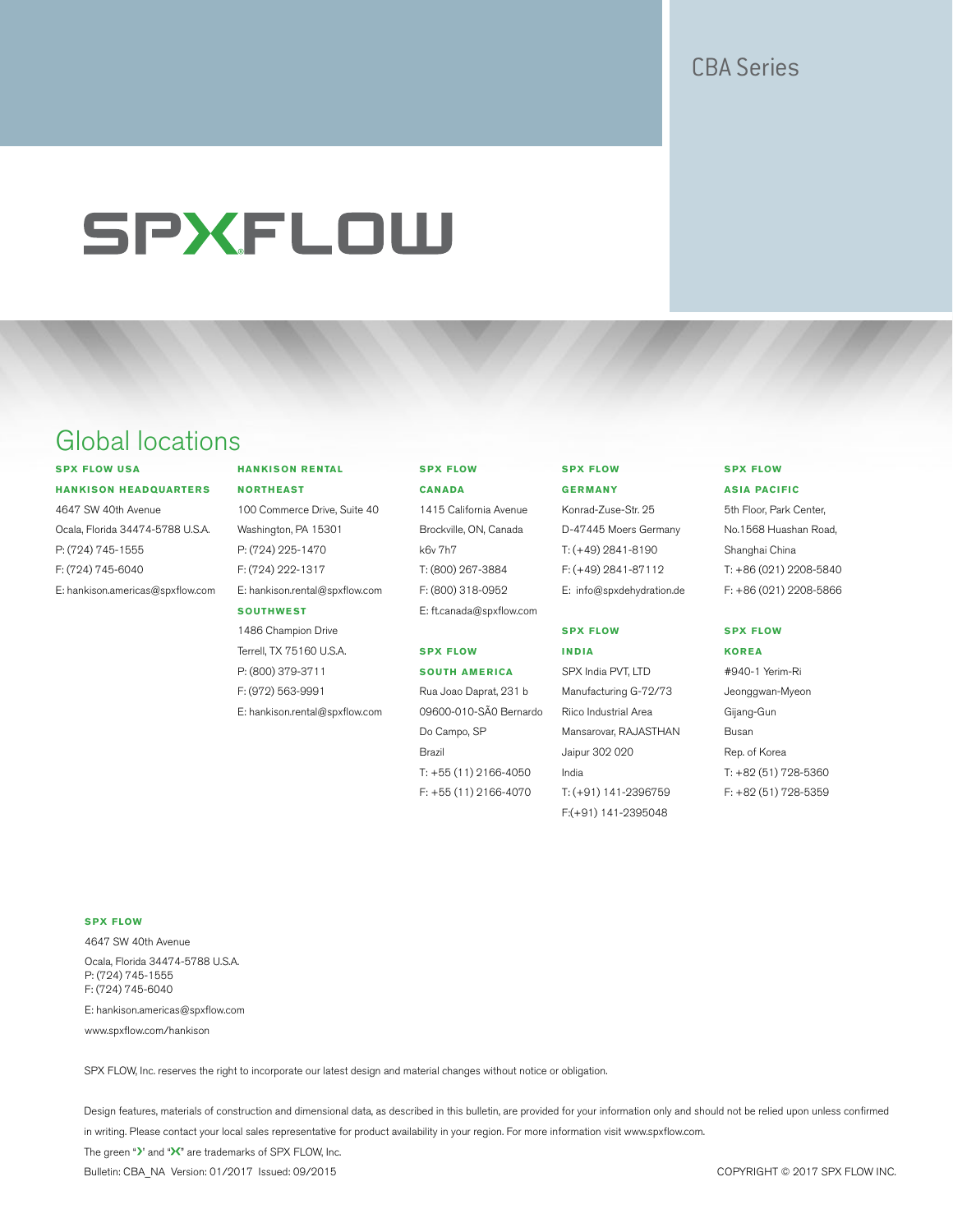CBA Series

SPXFLOW

## Global locations

**SPX FLOW USA**
**HANKISON HEADQUARTERS**
4647 SW 40th Avenue
Ocala, Florida 34474-5788 U.S.A.
P: (724) 745-1555
F: (724) 745-6040
E: hankison.americas@spxflow.com

**HANKISON RENTAL**
**NORTHEAST**
100 Commerce Drive, Suite 40
Washington, PA 15301
P: (724) 225-1470
F: (724) 222-1317
E: hankison.rental@spxflow.com

**SOUTHWEST**
1486 Champion Drive
Terrell, TX 75160 U.S.A.
P: (800) 379-3711
F: (972) 563-9991
E: hankison.rental@spxflow.com

**SPX FLOW**
**CANADA**
1415 California Avenue
Brockville, ON, Canada
k6v 7h7
T: (800) 267-3884
F: (800) 318-0952
E: ft.canada@spxflow.com

**SPX FLOW**
**SOUTH AMERICA**
Rua Joao Daprat, 231 b
09600-010-SÃ0 Bernardo
Do Campo, SP
Brazil
T: +55 (11) 2166-4050
F: +55 (11) 2166-4070

**SPX FLOW**
**GERMANY**
Konrad-Zuse-Str. 25
D-47445 Moers Germany
T: (+49) 2841-8190
F: (+49) 2841-87112
E: info@spxdehydration.de

**SPX FLOW**
**INDIA**
SPX India PVT, LTD
Manufacturing G-72/73
Riico Industrial Area
Mansarovar, RAJASTHAN
Jaipur 302 020
India
T: (+91) 141-2396759
F:(+91) 141-2395048

**SPX FLOW**
**ASIA PACIFIC**
5th Floor, Park Center,
No.1568 Huashan Road,
Shanghai China
T: +86 (021) 2208-5840
F: +86 (021) 2208-5866

**SPX FLOW**
**KOREA**
#940-1 Yerim-Ri
Jeonggwan-Myeon
Gijang-Gun
Busan
Rep. of Korea
T: +82 (51) 728-5360
F: +82 (51) 728-5359

**SPX FLOW**
4647 SW 40th Avenue
Ocala, Florida 34474-5788 U.S.A.
P: (724) 745-1555
F: (724) 745-6040
E: hankison.americas@spxflow.com
www.spxflow.com/hankison

SPX FLOW, Inc. reserves the right to incorporate our latest design and material changes without notice or obligation.

Design features, materials of construction and dimensional data, as described in this bulletin, are provided for your information only and should not be relied upon unless confirmed in writing. Please contact your local sales representative for product availability in your region. For more information visit www.spxflow.com.

The green "›" and "X" are trademarks of SPX FLOW, Inc.

Bulletin: CBA_NA Version: 01/2017 Issued: 09/2015

COPYRIGHT © 2017 SPX FLOW INC.